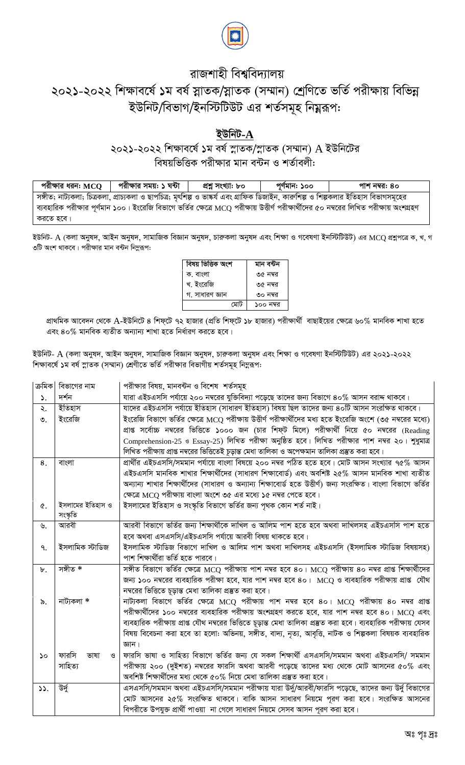# রাজশাহী বিশ্ববিদ্যালয়

## ২০২১-২০২২ শিক্ষাবর্ষে ১ম বর্ষ স্নাতক/স্নাতক (সম্মান) শ্রেণিতে ভর্তি পরীক্ষায় বিভিন্ন ইউনিট/বিভাগ/ইনস্টিটিউট এর শর্তসমূহ নিম্নরূপ:

### ইউনিট-A

### ২০২১-২০২২ শিক্ষাবর্ষে ১ম বর্ষ স্নাতক/স্নাতক (সম্মান) A ইউনিটের বিষয়ভিত্তিক পরীক্ষার মান বন্টন ও শর্তাবলী:

| পরীক্ষার ধরন: MCQ | পরীক্ষার সময়: ১ ঘন্টা | প্রশ্ন সংখ্যা: ৮০ | পূর্ণমান: ১০০ | পাশ নম্বর: ৪০ |
|---|---|---|---|---|
| সঙ্গীত; নাট্যকলা; চিত্রকলা, প্রাচ্যকলা ও ছাপচিত্র; মৃৎশিল্প ও ভাস্কর্য এবং গ্রাফিক ডিজাইন, কারুশিল্প ও শিল্পকলার ইতিহাস বিভাগসমূহের ব্যবহারিক পরীক্ষার পূর্ণমান ১০০। ইংরেজি বিভাগে ভর্তির ক্ষেত্রে MCQ পরীক্ষায় উত্তীর্ণ পরীক্ষার্থীদের ৫০ নম্বরের লিখিত পরীক্ষায় অংশগ্রহণ করতে হবে। | | | | |

ইউনিট- A (কলা অনুষদ, আইন অনুষদ, সামাজিক বিজ্ঞান অনুষদ, চারুকলা অনুষদ এবং শিক্ষা ও গবেষণা ইনস্টিটিউট) এর MCQ প্রশ্নপত্রে ক, খ, গ ৩টি অংশ থাকবে। পরীক্ষার মান বন্টন নিম্নরূপ:

| বিষয় ভিত্তিক অংশ | মান বন্টন |
|---|---|
| ক. বাংলা | ৩৫ নম্বর |
| খ. ইংরেজি | ৩৫ নম্বর |
| গ. সাধারণ জ্ঞান | ৩০ নম্বর |
| মোট | ১০০ নম্বর |

প্রাথমিক আবেদন থেকে A-ইউনিটে ৪ শিফটে ৭২ হাজার (প্রতি শিফটে ১৮ হাজার) পরীক্ষার্থী বাছাইয়ের ক্ষেত্রে ৬০% মানবিক শাখা হতে এবং ৪০% মানবিক ব্যতীত অন্যান্য শাখা হতে নির্ধারণ করতে হবে।

ইউনিট- A (কলা অনুষদ, আইন অনুষদ, সামাজিক বিজ্ঞান অনুষদ, চারুকলা অনুষদ এবং শিক্ষা ও গবেষণা ইনস্টিটিউট) এর ২০২১-২০২২ শিক্ষাবর্ষে ১ম বর্ষ স্নাতক (সম্মান) শ্রেণীতে ভর্তি পরীক্ষার বিভাগীয় শর্তসমূহ নিম্নরূপ:

| ক্রমিক | বিভাগের নাম | পরীক্ষার বিষয়, মানবন্টন ও বিশেষ শর্তসমূহ |
|---|---|---|
| ১. | দর্শন | যারা এইচএসসি পর্যায়ে ২০০ নম্বরের যুক্তিবিদ্যা পড়েছে তাদের জন্য বিভাগে ৪০% আসন বরাদ্দ থাকবে। |
| ২. | ইতিহাস | যাদের এইচএসসি পর্যায়ে ইতিহাস (সাধারণ ইতিহাস) বিষয় ছিল তাদের জন্য ৪০টি আসন সংরক্ষিত থাকবে। |
| ৩. | ইংরেজি | ইংরেজি বিভাগে ভর্তির ক্ষেত্রে MCQ পরীক্ষায় উত্তীর্ণ পরীক্ষার্থীদের মধ্য হতে ইংরেজি অংশে (৩৫ নম্বরের মধ্যে) প্রাপ্ত সর্বোচ্চ নম্বরের ভিত্তিতে ১০০০ জন (চার শিফট মিলে) পরীক্ষার্থী নিয়ে ৫০ নম্বরের (Reading Comprehension-25 ও Essay-25) লিখিত পরীক্ষা অনুষ্ঠিত হবে। লিখিত পরীক্ষার পাশ নম্বর ২০। শুধুমাত্র লিখিত পরীক্ষায় প্রাপ্ত নম্বরের ভিত্তিতেই চূড়ান্ত মেধা তালিকা ও অপেক্ষমান তালিকা প্রস্তুত করা হবে। |
| ৪. | বাংলা | প্রার্থীর এইচএসসি/সমমান পর্যায়ে বাংলা বিষয়ে ২০০ নম্বর পঠিত হতে হবে। মোট আসন সংখ্যার ৭৫% আসন এইচএসসি মানবিক শাখার শিক্ষার্থীদের (সাধারণ শিক্ষাবোর্ড) এবং অবশিষ্ট ২৫% আসন মানবিক শাখা ব্যতীত অন্যান্য শাখার শিক্ষার্থীদের (সাধারণ ও অন্যান্য শিক্ষাবোর্ড হতে উত্তীর্ণ) জন্য সংরক্ষিত। বাংলা বিভাগে ভর্তির ক্ষেত্রে MCQ পরীক্ষায় বাংলা অংশে ৩৫ এর মধ্যে ১৫ নম্বর পেতে হবে। |
| ৫. | ইসলামের ইতিহাস ও সংস্কৃতি | ইসলামের ইতিহাস ও সংস্কৃতি বিভাগে ভর্তির জন্য পৃথক কোন শর্ত নাই। |
| ৬. | আরবী | আরবী বিভাগে ভর্তির জন্য শিক্ষার্থীকে দাখিল ও আলিম পাশ হতে হবে অথবা দাখিলসহ এইচএসসি পাশ হতে হবে অথবা এসএসসি/এইচএসসি পর্যায়ে আরবী বিষয় থাকতে হবে। |
| ৭. | ইসলামিক স্টাডিজ | ইসলামিক স্টাডিজ বিভাগে দাখিল ও আলিম পাশ অথবা দাখিলসহ এইচএসসি (ইসলামিক স্টাডিজ বিষয়সহ) পাশ শিক্ষার্থীরা ভর্তি হতে পারবে। |
| ৮. | সঙ্গীত * | সঙ্গীত বিভাগে ভর্তির ক্ষেত্রে MCQ পরীক্ষায় পাশ নম্বর হবে ৪০। MCQ পরীক্ষায় ৪০ নম্বর প্রাপ্ত শিক্ষার্থীদের জন্য ১০০ নম্বরের ব্যবহারিক পরীক্ষা হবে, যার পাশ নম্বর হবে ৪০। MCQ ও ব্যবহারিক পরীক্ষায় প্রাপ্ত যৌথ নম্বরের ভিত্তিতে চূড়ান্ত মেধা তালিকা প্রস্তুত করা হবে। |
| ৯. | নাট্যকলা * | নাট্যকলা বিভাগে ভর্তির ক্ষেত্রে MCQ পরীক্ষায় পাশ নম্বর হবে ৪০। MCQ পরীক্ষায় ৪০ নম্বর প্রাপ্ত পরীক্ষার্থীদের ১০০ নম্বরের ব্যবহারিক পরীক্ষায় অংশগ্রহণ করতে হবে, যার পাশ নম্বর হবে ৪০। MCQ এবং ব্যবহারিক পরীক্ষায় প্রাপ্ত যৌথ নম্বরের ভিত্তিতে চূড়ান্ত মেধা তালিকা প্রস্তুত করা হবে। ব্যবহারিক পরীক্ষায় যেসব বিষয় বিবেচনা করা হবে তা হলো: অভিনয়, সঙ্গীত, বাদ্য, নৃত্য, আবৃত্তি, নাটক ও শিল্পকলা বিষয়ক ব্যবহারিক জ্ঞান। |
| ১০ | ফারসি ভাষা ও সাহিত্য | ফারসি ভাষা ও সাহিত্য বিভাগে ভর্তির জন্য যে সকল শিক্ষার্থী এসএসসি/সমমান অথবা এইচএসসি/ সমমান পরীক্ষায় ২০০ (দুইশত) নম্বরের ফারসি অথবা আরবী পড়েছে তাদের মধ্য থেকে মোট আসনের ৫০% এবং অবশিষ্ট শিক্ষার্থীদের মধ্য থেকে ৫০% নিয়ে মেধা তালিকা প্রস্তুত করা হবে। |
| ১১. | উর্দু | এসএসসি/সমমান অথবা এইচএসসি/সমমান পরীক্ষায় যারা উর্দু/আরবী/ফারসি পড়েছে, তাদের জন্য উর্দু বিভাগের মোট আসনের ২৫% সংরক্ষিত থাকবে। বাকি আসন সাধারণ নিয়মে পূরণ করা হবে। সংরক্ষিত আসনের বিপরীতে উপযুক্ত প্রার্থী পাওয়া না গেলে সাধারণ নিয়মে সেসব আসন পূরণ করা হবে। |

অঃ পৃঃ দ্রঃ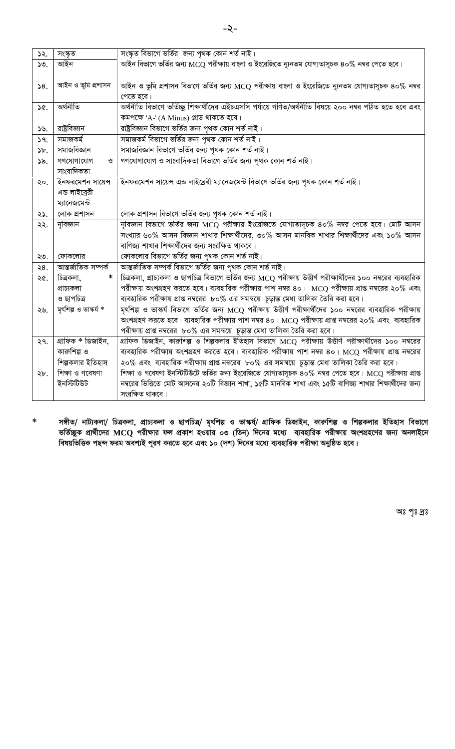| ১২. | সংস্কৃত | সংস্কৃত বিভাগে ভর্তির জন্য পৃথক কোন শর্ত নাই। |
|---|---|---|
| ১৩. | আইন | আইন বিভাগে ভর্তির জন্য MCQ পরীক্ষায় বাংলা ও ইংরেজিতে ন্যূনতম যোগ্যতাসূচক ৪০% নম্বর পেতে হবে। |
| ১৪. | আইন ও ভূমি প্রশাসন | আইন ও ভূমি প্রশাসন বিভাগে ভর্তির জন্য MCQ পরীক্ষায় বাংলা ও ইংরেজিতে ন্যূনতম যোগ্যতাসূচক ৪০% নম্বর পেতে হবে। |
| ১৫. | অর্থনীতি | অর্থনীতি বিভাগে ভর্তিচ্ছু শিক্ষার্থীদের এইচএসসি পর্যায়ে গণিত/অর্থনীতি বিষয়ে ২০০ নম্বর পঠিত হতে হবে এবং কমপক্ষে 'A-' (A Minus) গ্রেড থাকতে হবে। |
| ১৬. | রাষ্ট্রবিজ্ঞান | রাষ্ট্রবিজ্ঞান বিভাগে ভর্তির জন্য পৃথক কোন শর্ত নাই। |
| ১৭. | সমাজকর্ম | সমাজকর্ম বিভাগে ভর্তির জন্য পৃথক কোন শর্ত নাই। |
| ১৮. | সমাজবিজ্ঞান | সমাজবিজ্ঞান বিভাগে ভর্তির জন্য পৃথক কোন শর্ত নাই। |
| ১৯. | গণযোগাযোগ ও সাংবাদিকতা | গণযোগাযোগ ও সাংবাদিকতা বিভাগে ভর্তির জন্য পৃথক কোন শর্ত নাই। |
| ২০. | ইনফরমেশন সায়েন্স এন্ড লাইব্রেরী ম্যানেজমেন্ট | ইনফরমেশন সায়েন্স এন্ড লাইব্রেরী ম্যানেজমেন্ট বিভাগে ভর্তির জন্য পৃথক কোন শর্ত নাই। |
| ২১. | লোক প্রশাসন | লোক প্রশাসন বিভাগে ভর্তির জন্য পৃথক কোন শর্ত নাই। |
| ২২. | নৃবিজ্ঞান | নৃবিজ্ঞান বিভাগে ভর্তির জন্য MCQ পরীক্ষায় ইংরেজিতে যোগ্যতাসূচক ৪০% নম্বর পেতে হবে। মোট আসন সংখ্যার ৬০% আসন বিজ্ঞান শাখার শিক্ষার্থীদের, ৩০% আসন মানবিক শাখার শিক্ষার্থীদের এবং ১০% আসন বাণিজ্য শাখার শিক্ষার্থীদের জন্য সংরক্ষিত থাকবে। |
| ২৩. | ফোকলোর | ফোকলোর বিভাগে ভর্তির জন্য পৃথক কোন শর্ত নাই। |
| ২৪. | আন্তর্জাতিক সম্পর্ক | আন্তর্জাতিক সম্পর্ক বিভাগে ভর্তির জন্য পৃথক কোন শর্ত নাই। |
| ২৫. | চিত্রকলা, প্রাচ্যকলা ও ছাপচিত্র * | চিত্রকলা, প্রাচ্যকলা ও ছাপচিত্র বিভাগে ভর্তির জন্য MCQ পরীক্ষায় উত্তীর্ণ পরীক্ষার্থীদের ১০০ নম্বরের ব্যবহারিক পরীক্ষায় অংশগ্রহণ করতে হবে। ব্যবহারিক পরীক্ষায় পাশ নম্বর ৪০। MCQ পরীক্ষায় প্রাপ্ত নম্বরের ২০% এবং ব্যবহারিক পরীক্ষায় প্রাপ্ত নম্বরের ৮০% এর সমন্বয়ে চূড়ান্ত মেধা তালিকা তৈরি করা হবে। |
| ২৬. | মৃৎশিল্প ও ভাস্কর্য * | মৃৎশিল্প ও ভাস্কর্য বিভাগে ভর্তির জন্য MCQ পরীক্ষায় উত্তীর্ণ পরীক্ষার্থীদের ১০০ নম্বরের ব্যবহারিক পরীক্ষায় অংশগ্রহণ করতে হবে। ব্যবহারিক পরীক্ষায় পাশ নম্বর ৪০। MCQ পরীক্ষায় প্রাপ্ত নম্বরের ২০% এবং ব্যবহারিক পরীক্ষায় প্রাপ্ত নম্বরের ৮০% এর সমন্বয়ে চূড়ান্ত মেধা তালিকা তৈরি করা হবে। |
| ২৭. | গ্রাফিক * ডিজাইন, কারুশিল্প ও শিল্পকলার ইতিহাস | গ্রাফিক ডিজাইন, কারুশিল্প ও শিল্পকলার ইতিহাস বিভাগে MCQ পরীক্ষায় উত্তীর্ণ পরীক্ষার্থীদের ১০০ নম্বরের ব্যবহারিক পরীক্ষায় অংশগ্রহণ করতে হবে। ব্যবহারিক পরীক্ষায় পাশ নম্বর ৪০। MCQ পরীক্ষায় প্রাপ্ত নম্বরের ২০% এবং ব্যবহারিক পরীক্ষায় প্রাপ্ত নম্বরের ৮০% এর সমন্বয়ে চূড়ান্ত মেধা তালিকা তৈরি করা হবে। |
| ২৮. | শিক্ষা ও গবেষণা ইনস্টিটিউট | শিক্ষা ও গবেষণা ইনস্টিটিউটে ভর্তির জন্য ইংরেজিতে যোগ্যতাসূচক ৪০% নম্বর পেতে হবে। MCQ পরীক্ষায় প্রাপ্ত নম্বরের ভিত্তিতে মোট আসনের ২০টি বিজ্ঞান শাখা, ১৫টি মানবিক শাখা এবং ১৫টি বাণিজ্য শাখার শিক্ষার্থীদের জন্য সংরক্ষিত থাকবে। |

\* **সঙ্গীত/ নাট্যকলা/ চিত্রকলা, প্রাচ্যকলা ও ছাপচিত্র/ মৃৎশিল্প ও ভাস্কর্য/ গ্রাফিক ডিজাইন, কারুশিল্প ও শিল্পকলার ইতিহাস বিভাগে ভর্তিচ্ছুক প্রার্থীদের MCQ পরীক্ষার ফল প্রকাশ হওয়ার ০৩ (তিন) দিনের মধ্যে ব্যবহারিক পরীক্ষায় অংশগ্রহণের জন্য অনলাইনে বিষয়ভিত্তিক পছন্দ ফরম অবশ্যই পূরণ করতে হবে এবং ১০ (দশ) দিনের মধ্যে ব্যবহারিক পরীক্ষা অনুষ্ঠিত হবে।**

অঃ পৃঃ দ্রঃ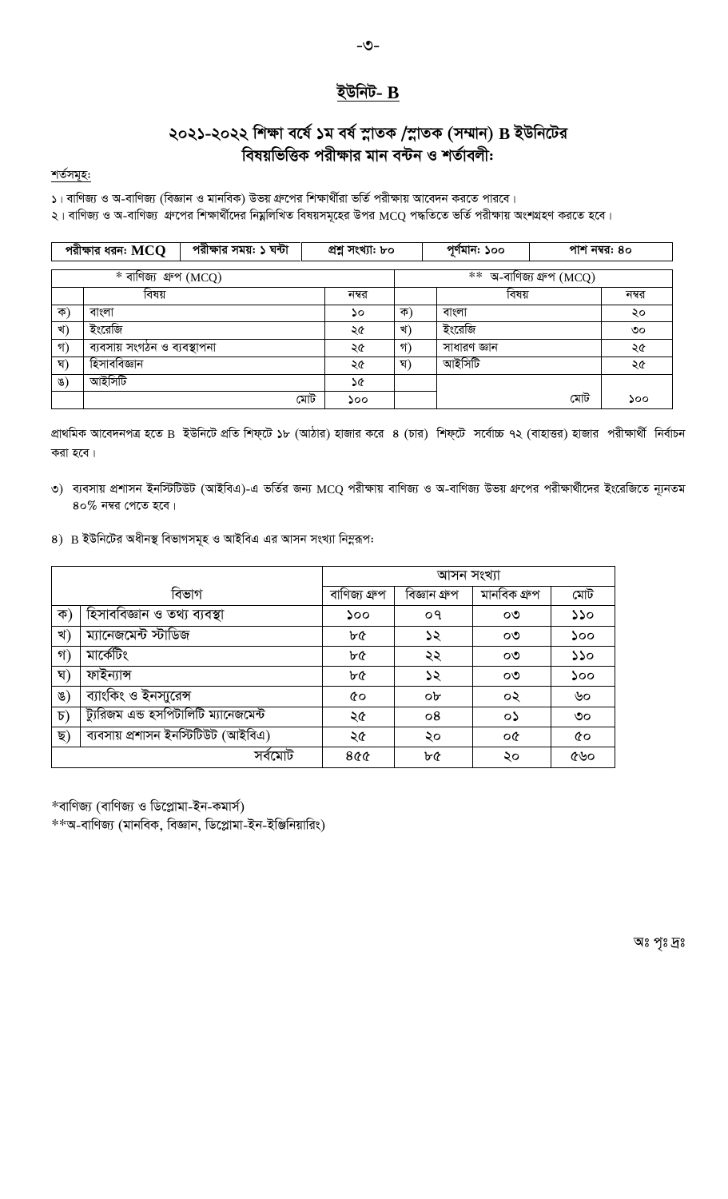# ইউনিট- B

## ২০২১-২০২২ শিক্ষা বর্ষে ১ম বর্ষ স্নাতক /স্নাতক (সম্মান) B ইউনিটের বিষয়ভিত্তিক পরীক্ষার মান বন্টন ও শর্তাবলী:

শর্তসমূহ:

১। বাণিজ্য ও অ-বাণিজ্য (বিজ্ঞান ও মানবিক) উভয় গ্রুপের শিক্ষার্থীরা ভর্তি পরীক্ষায় আবেদন করতে পারবে।

২। বাণিজ্য ও অ-বাণিজ্য গ্রুপের শিক্ষার্থীদের নিম্নলিখিত বিষয়সমূহের উপর MCQ পদ্ধতিতে ভর্তি পরীক্ষায় অংশগ্রহণ করতে হবে।

| পরীক্ষার ধরন: MCQ | পরীক্ষার সময়: ১ ঘন্টা | প্রশ্ন সংখ্যা: ৮০ | পূর্ণমান: ১০০ | পাশ নম্বর: ৪০ |
|---|---|---|---|---|

| * বাণিজ্য গ্রুপ (MCQ) | | | ** অ-বাণিজ্য গ্রুপ (MCQ) | | |
|---|---|---|---|---|---|
| | বিষয় | নম্বর | | বিষয় | নম্বর |
| ক) | বাংলা | ১০ | ক) | বাংলা | ২০ |
| খ) | ইংরেজি | ২৫ | খ) | ইংরেজি | ৩০ |
| গ) | ব্যবসায় সংগঠন ও ব্যবস্থাপনা | ২৫ | গ) | সাধারণ জ্ঞান | ২৫ |
| ঘ) | হিসাববিজ্ঞান | ২৫ | ঘ) | আইসিটি | ২৫ |
| ঙ) | আইসিটি | ১৫ | | | |
| | মোট | ১০০ | | মোট | ১০০ |

প্রাথমিক আবেদনপত্র হতে B ইউনিটে প্রতি শিফটে ১৮ (আঠার) হাজার করে ৪ (চার) শিফটে সর্বোচ্চ ৭২ (বাহাত্তর) হাজার পরীক্ষার্থী নির্বাচন করা হবে।

৩) ব্যবসায় প্রশাসন ইনস্টিটিউট (আইবিএ)-এ ভর্তির জন্য MCQ পরীক্ষায় বাণিজ্য ও অ-বাণিজ্য উভয় গ্রুপের পরীক্ষার্থীদের ইংরেজিতে ন্যূনতম ৪০% নম্বর পেতে হবে।

৪) B ইউনিটের অধীনস্থ বিভাগসমূহ ও আইবিএ এর আসন সংখ্যা নিম্নরূপ:

| | বিভাগ | আসন সংখ্যা | | | |
|---|---|---|---|---|---|
| | | বাণিজ্য গ্রুপ | বিজ্ঞান গ্রুপ | মানবিক গ্রুপ | মোট |
| ক) | হিসাববিজ্ঞান ও তথ্য ব্যবস্থা | ১০০ | ০৭ | ০৩ | ১১০ |
| খ) | ম্যানেজমেন্ট স্টাডিজ | ৮৫ | ১২ | ০৩ | ১০০ |
| গ) | মার্কেটিং | ৮৫ | ২২ | ০৩ | ১১০ |
| ঘ) | ফাইন্যান্স | ৮৫ | ১২ | ০৩ | ১০০ |
| ঙ) | ব্যাংকিং ও ইনস্যুরেন্স | ৫০ | ০৮ | ০২ | ৬০ |
| চ) | ট্যুরিজম এন্ড হসপিটালিটি ম্যানেজমেন্ট | ২৫ | ০৪ | ০১ | ৩০ |
| ছ) | ব্যবসায় প্রশাসন ইনস্টিটিউট (আইবিএ) | ২৫ | ২০ | ০৫ | ৫০ |
| | সর্বমোট | ৪৫৫ | ৮৫ | ২০ | ৫৬০ |

*বাণিজ্য (বাণিজ্য ও ডিপ্লোমা-ইন-কমার্স)

**অ-বাণিজ্য (মানবিক, বিজ্ঞান, ডিপ্লোমা-ইন-ইঞ্জিনিয়ারিং)

অঃ পৃঃ দ্রঃ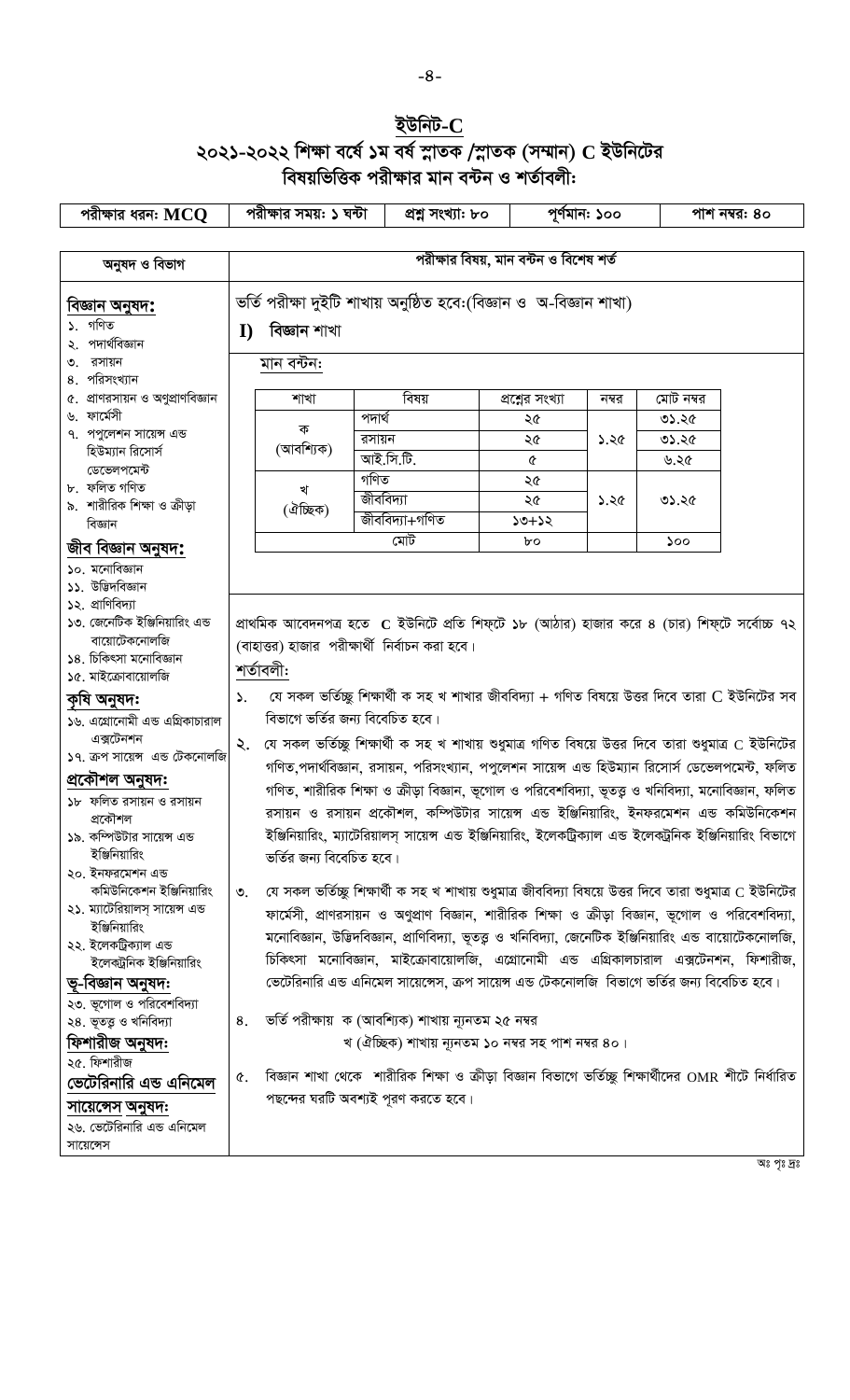## ইউনিট-C

## ২০২১-২০২২ শিক্ষা বর্ষে ১ম বর্ষ স্নাতক /স্নাতক (সম্মান) C ইউনিটের বিষয়ভিত্তিক পরীক্ষার মান বন্টন ও শর্তাবলী:

| পরীক্ষার ধরন: MCQ | পরীক্ষার সময়: ১ ঘন্টা | প্রশ্ন সংখ্যা: ৮০ | পূর্ণমান: ১০০ | পাশ নম্বর: ৪০ |
|---|---|---|---|---|

### অনুষদ ও বিভাগ

**বিজ্ঞান অনুষদ:**
১. গণিত
২. পদার্থবিজ্ঞান
৩. রসায়ন
৪. পরিসংখ্যান
৫. প্রাণরসায়ন ও অণুপ্রাণবিজ্ঞান
৬. ফার্মেসী
৭. পপুলেশন সায়েন্স এন্ড হিউম্যান রিসোর্স ডেভেলপমেন্ট
৮. ফলিত গণিত
৯. শারীরিক শিক্ষা ও ক্রীড়া বিজ্ঞান

**জীব বিজ্ঞান অনুষদ:**
১০. মনোবিজ্ঞান
১১. উদ্ভিদবিজ্ঞান
১২. প্রাণিবিদ্যা
১৩. জেনেটিক ইঞ্জিনিয়ারিং এন্ড বায়োটেকনোলজি
১৪. চিকিৎসা মনোবিজ্ঞান
১৫. মাইক্রোবায়োলজি

**কৃষি অনুষদ:**
১৬. এগ্রোনোমী এন্ড এগ্রিকাচারাল এক্সটেনশন
১৭. ক্রপ সায়েন্স এন্ড টেকনোলজি

**প্রকৌশল অনুষদ:**
১৮ ফলিত রসায়ন ও রসায়ন প্রকৌশল
১৯. কম্পিউটার সায়েন্স এন্ড ইঞ্জিনিয়ারিং
২০. ইনফরমেশন এন্ড কমিউনিকেশন ইঞ্জিনিয়ারিং
২১. ম্যাটেরিয়ালস্ সায়েন্স এন্ড ইঞ্জিনিয়ারিং
২২. ইলেকট্রিক্যাল এন্ড ইলেক্ট্রনিক ইঞ্জিনিয়ারিং

**ভূ-বিজ্ঞান অনুষদ:**
২৩. ভূগোল ও পরিবেশবিদ্যা
২৪. ভূতত্ত্ব ও খনিবিদ্যা

**ফিশারীজ অনুষদ:**
২৫. ফিশারীজ

**ভেটেরিনারি এন্ড এনিমেল সায়েন্সেস অনুষদ:**
২৬. ভেটেরিনারি এন্ড এনিমেল সায়েন্সেস

### পরীক্ষার বিষয়, মান বন্টন ও বিশেষ শর্ত

ভর্তি পরীক্ষা দুইটি শাখায় অনুষ্ঠিত হবে:(বিজ্ঞান ও অ-বিজ্ঞান শাখা)

**I) বিজ্ঞান শাখা**

**মান বন্টন:**

| শাখা | বিষয় | প্রশ্নের সংখ্যা | নম্বর | মোট নম্বর |
|---|---|---|---|---|
| ক (আবশ্যিক) | পদার্থ | ২৫ | ১.২৫ | ৩১.২৫ |
| | রসায়ন | ২৫ | | ৩১.২৫ |
| | আই.সি.টি. | ৫ | | ৬.২৫ |
| খ (ঐচ্ছিক) | গণিত | ২৫ | ১.২৫ | ৩১.২৫ |
| | জীববিদ্যা | ২৫ | | |
| | জীববিদ্যা+গণিত | ১৩+১২ | | |
| মোট | | ৮০ | | ১০০ |

প্রাথমিক আবেদনপত্র হতে C ইউনিটে প্রতি শিফটে ১৮ (আঠার) হাজার করে ৪ (চার) শিফটে সর্বোচ্চ ৭২ (বাহাত্তর) হাজার পরীক্ষার্থী নির্বাচন করা হবে।

**শর্তাবলী:**

১. যে সকল ভর্তিচ্ছু শিক্ষার্থী ক সহ খ শাখার জীববিদ্যা + গণিত বিষয়ে উত্তর দিবে তারা C ইউনিটের সব বিভাগে ভর্তির জন্য বিবেচিত হবে।

২. যে সকল ভর্তিচ্ছু শিক্ষার্থী ক সহ খ শাখায় শুধুমাত্র গণিত বিষয়ে উত্তর দিবে তারা শুধুমাত্র C ইউনিটের গণিত,পদার্থবিজ্ঞান, রসায়ন, পরিসংখ্যান, পপুলেশন সায়েন্স এন্ড হিউম্যান রিসোর্স ডেভেলপমেন্ট, ফলিত গণিত, শারীরিক শিক্ষা ও ক্রীড়া বিজ্ঞান, ভূগোল ও পরিবেশবিদ্যা, ভূতত্ত্ব ও খনিবিদ্যা, মনোবিজ্ঞান, ফলিত রসায়ন ও রসায়ন প্রকৌশল, কম্পিউটার সায়েন্স এন্ড ইঞ্জিনিয়ারিং, ইনফরমেশন এন্ড কমিউনিকেশন ইঞ্জিনিয়ারিং, ম্যাটেরিয়ালস্ সায়েন্স এন্ড ইঞ্জিনিয়ারিং, ইলেকট্রিক্যাল এন্ড ইলেকট্রনিক ইঞ্জিনিয়ারিং বিভাগে ভর্তির জন্য বিবেচিত হবে।

৩. যে সকল ভর্তিচ্ছু শিক্ষার্থী ক সহ খ শাখায় শুধুমাত্র জীববিদ্যা বিষয়ে উত্তর দিবে তারা শুধুমাত্র C ইউনিটের ফার্মেসী, প্রাণরসায়ন ও অণুপ্রাণ বিজ্ঞান, শারীরিক শিক্ষা ও ক্রীড়া বিজ্ঞান, ভূগোল ও পরিবেশবিদ্যা, মনোবিজ্ঞান, উদ্ভিদবিজ্ঞান, প্রাণিবিদ্যা, ভূতত্ত্ব ও খনিবিদ্যা, জেনেটিক ইঞ্জিনিয়ারিং এন্ড বায়োটেকনোলজি, চিকিৎসা মনোবিজ্ঞান, মাইক্রোবায়োলজি, এগ্রোনোমী এন্ড এগ্রিকালচারাল এক্সটেনশন, ফিশারীজ, ভেটেরিনারি এন্ড এনিমেল সায়েন্সেস, ক্রপ সায়েন্স এন্ড টেকনোলজি বিভাগে ভর্তির জন্য বিবেচিত হবে।

৪. ভর্তি পরীক্ষায় ক (আবশ্যিক) শাখায় ন্যূনতম ২৫ নম্বর
খ (ঐচ্ছিক) শাখায় ন্যূনতম ১০ নম্বর সহ পাশ নম্বর ৪০।

৫. বিজ্ঞান শাখা থেকে শারীরিক শিক্ষা ও ক্রীড়া বিজ্ঞান বিভাগে ভর্তিচ্ছু শিক্ষার্থীদের OMR শীটে নির্ধারিত পছন্দের ঘরটি অবশ্যই পূরণ করতে হবে।

অঃ পৃঃ দ্রঃ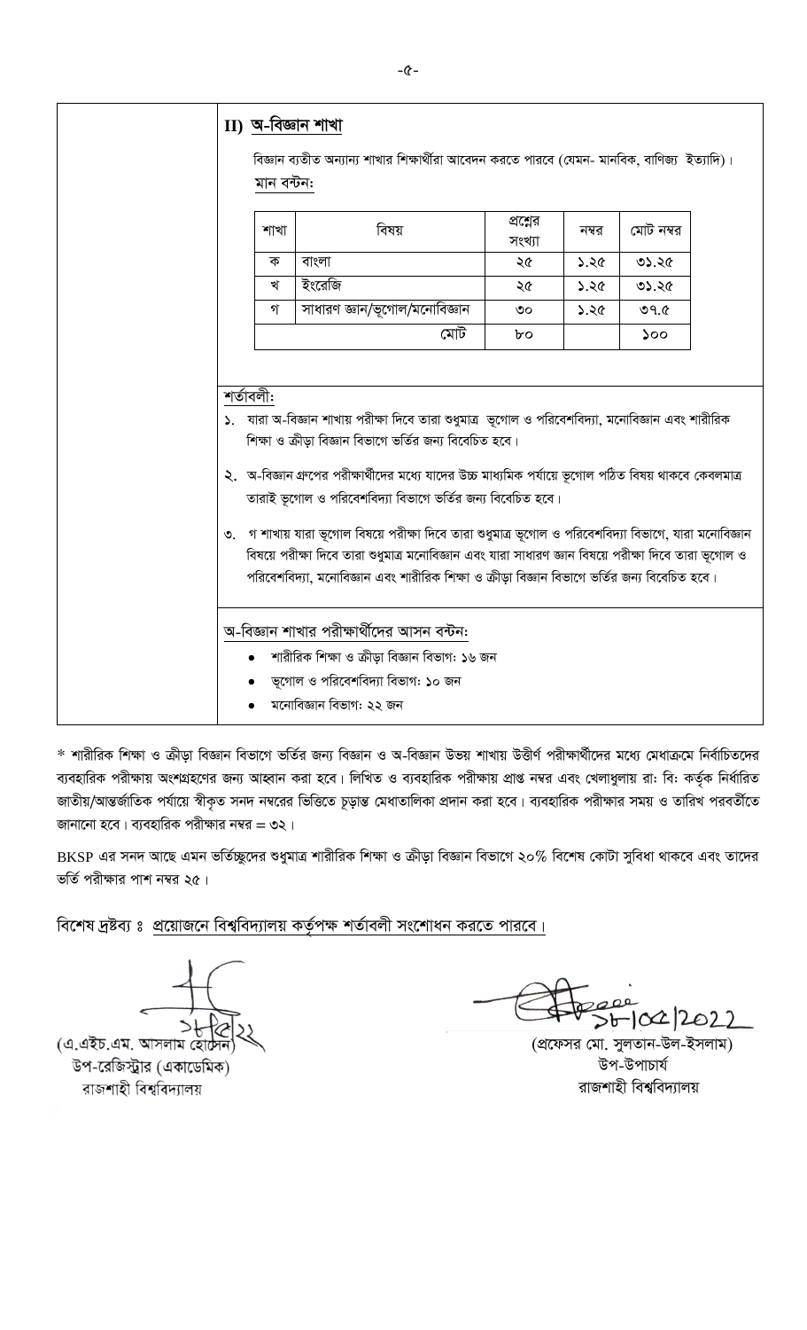## II) অ-বিজ্ঞান শাখা

বিজ্ঞান ব্যতীত অন্যান্য শাখার শিক্ষার্থীরা আবেদন করতে পারবে (যেমন- মানবিক, বাণিজ্য ইত্যাদি)।

**মান বন্টন:**

| শাখা | বিষয় | প্রশ্নের সংখ্যা | নম্বর | মোট নম্বর |
|---|---|---|---|---|
| ক | বাংলা | ২৫ | ১.২৫ | ৩১.২৫ |
| খ | ইংরেজি | ২৫ | ১.২৫ | ৩১.২৫ |
| গ | সাধারণ জ্ঞান/ভূগোল/মনোবিজ্ঞান | ৩০ | ১.২৫ | ৩৭.৫ |
| | মোট | ৮০ | | ১০০ |

**শর্তাবলী:**

১. যারা অ-বিজ্ঞান শাখায় পরীক্ষা দিবে তারা শুধুমাত্র ভূগোল ও পরিবেশবিদ্যা, মনোবিজ্ঞান এবং শারীরিক শিক্ষা ও ক্রীড়া বিজ্ঞান বিভাগে ভর্তির জন্য বিবেচিত হবে।

২. অ-বিজ্ঞান গ্রুপের পরীক্ষার্থীদের মধ্যে যাদের উচ্চ মাধ্যমিক পর্যায়ে ভূগোল পঠিত বিষয় থাকবে কেবলমাত্র তারাই ভূগোল ও পরিবেশবিদ্যা বিভাগে ভর্তির জন্য বিবেচিত হবে।

৩. গ শাখায় যারা ভূগোল বিষয়ে পরীক্ষা দিবে তারা শুধুমাত্র ভূগোল ও পরিবেশবিদ্যা বিভাগে, যারা মনোবিজ্ঞান বিষয়ে পরীক্ষা দিবে তারা শুধুমাত্র মনোবিজ্ঞান এবং যারা সাধারণ জ্ঞান বিষয়ে পরীক্ষা দিবে তারা ভূগোল ও পরিবেশবিদ্যা, মনোবিজ্ঞান এবং শারীরিক শিক্ষা ও ক্রীড়া বিজ্ঞান বিভাগে ভর্তির জন্য বিবেচিত হবে।

**অ-বিজ্ঞান শাখার পরীক্ষার্থীদের আসন বন্টন:**

- শারীরিক শিক্ষা ও ক্রীড়া বিজ্ঞান বিভাগ: ১৬ জন
- ভূগোল ও পরিবেশবিদ্যা বিভাগ: ১০ জন
- মনোবিজ্ঞান বিভাগ: ২২ জন

* শারীরিক শিক্ষা ও ক্রীড়া বিজ্ঞান বিভাগে ভর্তির জন্য বিজ্ঞান ও অ-বিজ্ঞান উভয় শাখায় উত্তীর্ণ পরীক্ষার্থীদের মধ্যে মেধাক্রমে নির্বাচিতদের ব্যবহারিক পরীক্ষায় অংশগ্রহণের জন্য আহ্বান করা হবে। লিখিত ও ব্যবহারিক পরীক্ষায় প্রাপ্ত নম্বর এবং খেলাধুলায় রা: বি: কর্তৃক নির্ধারিত জাতীয়/আন্তর্জাতিক পর্যায়ে স্বীকৃত সনদ নম্বরের ভিত্তিতে চূড়ান্ত মেধাতালিকা প্রদান করা হবে। ব্যবহারিক পরীক্ষার সময় ও তারিখ পরবর্তীতে জানানো হবে। ব্যবহারিক পরীক্ষার নম্বর = ৩২।

BKSP এর সনদ আছে এমন ভর্তিচ্ছুদের শুধুমাত্র শারীরিক শিক্ষা ও ক্রীড়া বিজ্ঞান বিভাগে ২০% বিশেষ কোটা সুবিধা থাকবে এবং তাদের ভর্তি পরীক্ষার পাশ নম্বর ২৫।

বিশেষ দ্রষ্টব্য ঃ প্রয়োজনে বিশ্ববিদ্যালয় কর্তৃপক্ষ শর্তাবলী সংশোধন করতে পারবে।

১৮/৫/২২
(এ.এইচ.এম. আসলাম হোসেন)
উপ-রেজিস্ট্রার (একাডেমিক)
রাজশাহী বিশ্ববিদ্যালয়

18/05/2022
(প্রফেসর মো. সুলতান-উল-ইসলাম)
উপ-উপাচার্য
রাজশাহী বিশ্ববিদ্যালয়